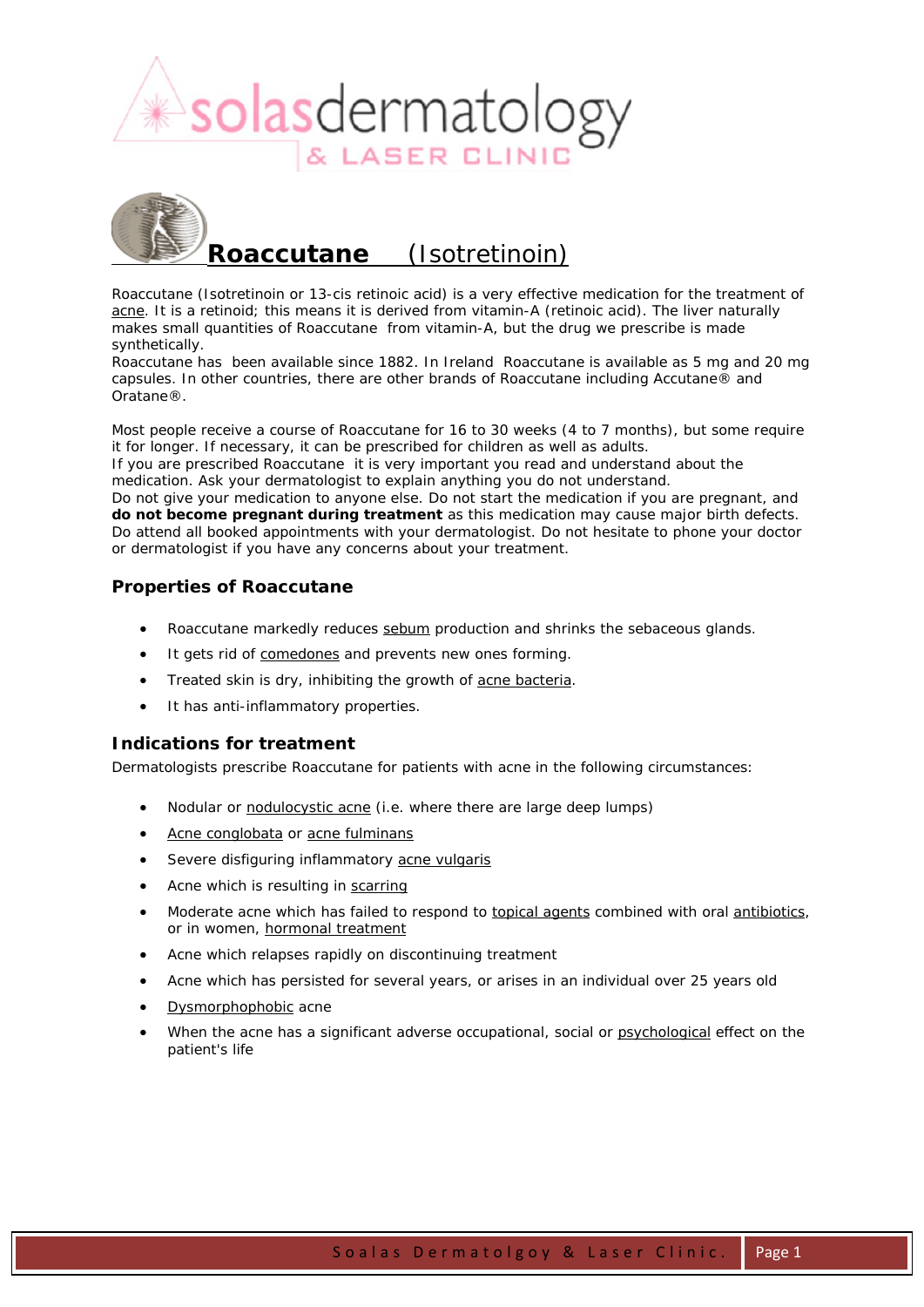# Roaccutane (Isotretinoin)

Roaccutane (Isotretinoin or 13-cis retinoic acid) is a very effective medication for the treatment of acne. It is a retinoid; this means it is derived from vitamin-A (retinoic acid). The liver naturally makes small quantities of Roaccutane from vitamin-A, but the drug we prescribe is made synthetically.

Roaccutane has been available since 1882. In Ireland Roaccutane is available as 5 mg and 20 mg capsules. In other countries, there are other brands of Roaccutane including Accutane® and Oratane®.

Most people receive a course of Roaccutane for 16 to 30 weeks (4 to 7 months), but some require it for longer. If necessary, it can be prescribed for children as well as adults.

If you are prescribed Roaccutane it is very important you read and understand about the medication. Ask your dermatologist to explain anything you do not understand.

Do not give your medication to anyone else. Do not start the medication if you are pregnant, and **do not become pregnant during treatment** as this medication may cause major birth defects.

Do attend all booked appointments with your dermatologist. Do not hesitate to phone your doctor or dermatologist if you have any concerns about your treatment.

## Properties of Roaccutane

- Roaccutane markedly reduces sebum production and shrinks the sebaceous glands.
- It gets rid of comedones and prevents new ones forming.
- Treated skin is dry, inhibiting the growth of acne bacteria.
- It has anti-inflammatory properties.

## Indications for treatment

Dermatologists prescribe Roaccutane for patients with acne in the following circumstances:

- Nodular or nodulocystic acne (i.e. where there are large deep lumps)
- Acne conglobata or acne fulminans
- Severe disfiguring inflammatory acne vulgaris
- Acne which is resulting in scarring
- Moderate acne which has failed to respond to topical agents combined with oral antibiotics, or in women, hormonal treatment
- Acne which relapses rapidly on discontinuing treatment
- Acne which has persisted for several years, or arises in an individual over 25 years old
- Dysmorphophobic acne
- When the acne has a significant adverse occupational, social or psychological effect on the patient's life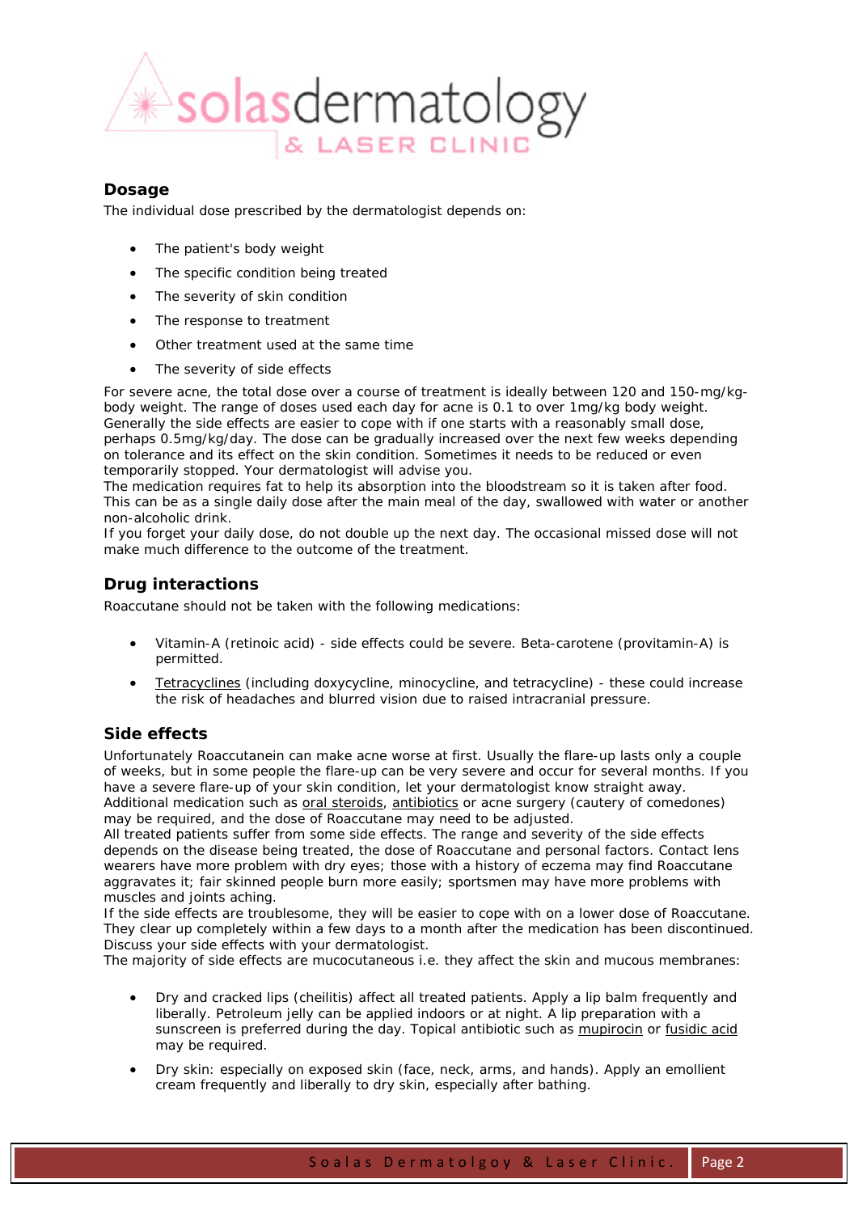## Dosage

The individual dose prescribed by the dermatologist depends on:

- The patient's body weight
- The specific condition being treated
- The severity of skin condition
- The response to treatment
- Other treatment used at the same time
- The severity of side effects

For severe acne, the total dose over a course of treatment is ideally between 120 and 150-mg/kg-body weight. The range of doses used each day for acne is 0.1 to over 1mg/kg body weight. Generally the side effects are easier to cope with if one starts with a reasonably small dose, perhaps 0.5mg/kg/day. The dose can be gradually increased over the next few weeks depending on tolerance and its effect on the skin condition. Sometimes it needs to be reduced or even temporarily stopped. Your dermatologist will advise you.

The medication requires fat to help its absorption into the bloodstream so it is taken after food. This can be as a single daily dose after the main meal of the day, swallowed with water or another non-alcoholic drink.

If you forget your daily dose, do not double up the next day. The occasional missed dose will not make much difference to the outcome of the treatment.

## Drug interactions

Roaccutane should not be taken with the following medications:

- Vitamin-A (retinoic acid) - side effects could be severe. Beta-carotene (provitamin-A) is permitted.
- Tetracyclines (including doxycycline, minocycline, and tetracycline) - these could increase the risk of headaches and blurred vision due to raised intracranial pressure.

## Side effects

Unfortunately Roaccutanein can make acne worse at first. Usually the flare-up lasts only a couple of weeks, but in some people the flare-up can be very severe and occur for several months. If you have a severe flare-up of your skin condition, let your dermatologist know straight away. Additional medication such as oral steroids, antibiotics or acne surgery (cautery of comedones) may be required, and the dose of Roaccutane may need to be adjusted.

All treated patients suffer from some side effects. The range and severity of the side effects depends on the disease being treated, the dose of Roaccutane and personal factors. Contact lens wearers have more problem with dry eyes; those with a history of eczema may find Roaccutane aggravates it; fair skinned people burn more easily; sportsmen may have more problems with muscles and joints aching.

If the side effects are troublesome, they will be easier to cope with on a lower dose of Roaccutane. They clear up completely within a few days to a month after the medication has been discontinued. Discuss your side effects with your dermatologist.

The majority of side effects are mucocutaneous i.e. they affect the skin and mucous membranes:

- Dry and cracked lips (cheilitis) affect all treated patients. Apply a lip balm frequently and liberally. Petroleum jelly can be applied indoors or at night. A lip preparation with a sunscreen is preferred during the day. Topical antibiotic such as mupirocin or fusidic acid may be required.
- Dry skin: especially on exposed skin (face, neck, arms, and hands). Apply an emollient cream frequently and liberally to dry skin, especially after bathing.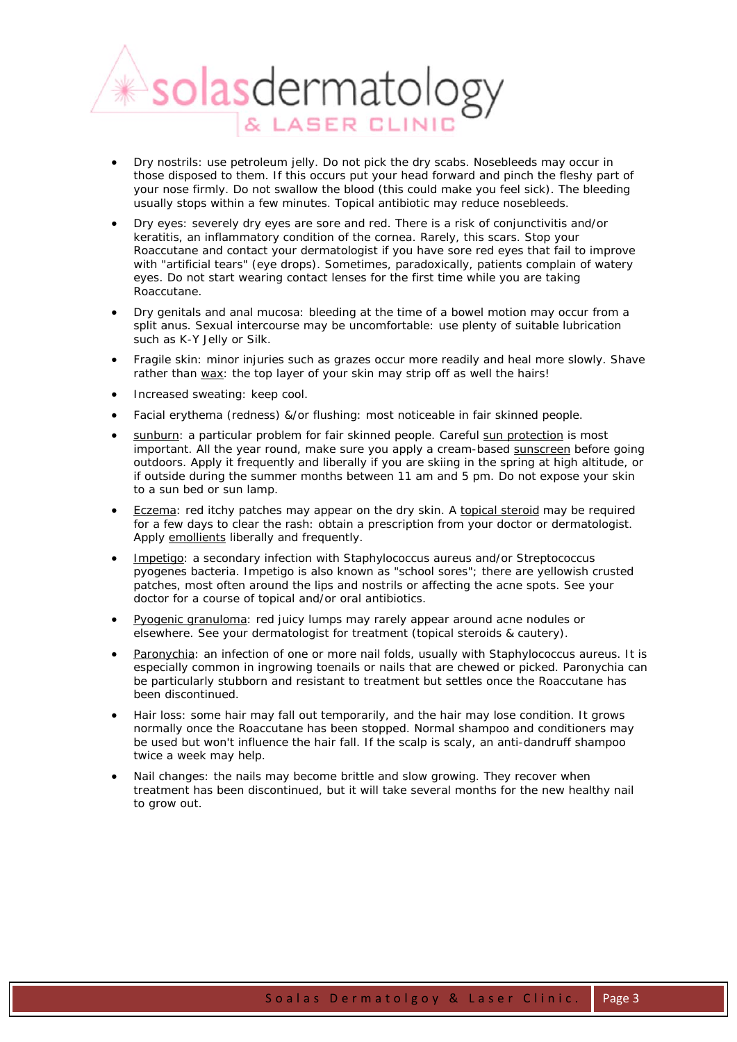- Dry nostrils: use petroleum jelly. Do not pick the dry scabs. Nosebleeds may occur in those disposed to them. If this occurs put your head forward and pinch the fleshy part of your nose firmly. Do not swallow the blood (this could make you feel sick). The bleeding usually stops within a few minutes. Topical antibiotic may reduce nosebleeds.
- Dry eyes: severely dry eyes are sore and red. There is a risk of conjunctivitis and/or keratitis, an inflammatory condition of the cornea. Rarely, this scars. Stop your Roaccutane and contact your dermatologist if you have sore red eyes that fail to improve with "artificial tears" (eye drops). Sometimes, paradoxically, patients complain of watery eyes. Do not start wearing contact lenses for the first time while you are taking Roaccutane.
- Dry genitals and anal mucosa: bleeding at the time of a bowel motion may occur from a split anus. Sexual intercourse may be uncomfortable: use plenty of suitable lubrication such as K-Y Jelly or Silk.
- Fragile skin: minor injuries such as grazes occur more readily and heal more slowly. Shave rather than wax: the top layer of your skin may strip off as well the hairs!
- Increased sweating: keep cool.
- Facial erythema (redness) &/or flushing: most noticeable in fair skinned people.
- sunburn: a particular problem for fair skinned people. Careful sun protection is most important. All the year round, make sure you apply a cream-based sunscreen before going outdoors. Apply it frequently and liberally if you are skiing in the spring at high altitude, or if outside during the summer months between 11 am and 5 pm. Do not expose your skin to a sun bed or sun lamp.
- Eczema: red itchy patches may appear on the dry skin. A topical steroid may be required for a few days to clear the rash: obtain a prescription from your doctor or dermatologist. Apply emollients liberally and frequently.
- Impetigo: a secondary infection with Staphylococcus aureus and/or Streptococcus pyogenes bacteria. Impetigo is also known as "school sores"; there are yellowish crusted patches, most often around the lips and nostrils or affecting the acne spots. See your doctor for a course of topical and/or oral antibiotics.
- Pyogenic granuloma: red juicy lumps may rarely appear around acne nodules or elsewhere. See your dermatologist for treatment (topical steroids & cautery).
- Paronychia: an infection of one or more nail folds, usually with Staphylococcus aureus. It is especially common in ingrowing toenails or nails that are chewed or picked. Paronychia can be particularly stubborn and resistant to treatment but settles once the Roaccutane has been discontinued.
- Hair loss: some hair may fall out temporarily, and the hair may lose condition. It grows normally once the Roaccutane has been stopped. Normal shampoo and conditioners may be used but won't influence the hair fall. If the scalp is scaly, an anti-dandruff shampoo twice a week may help.
- Nail changes: the nails may become brittle and slow growing. They recover when treatment has been discontinued, but it will take several months for the new healthy nail to grow out.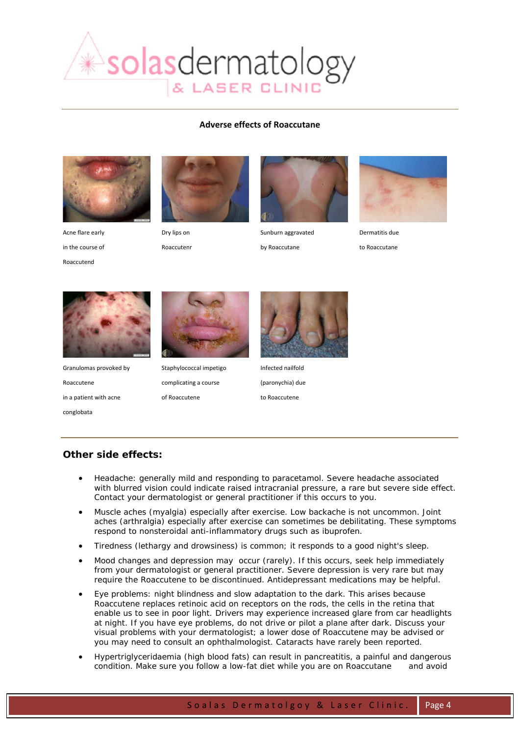### Adverse effects of Roaccutane

Acne flare early in the course of Roaccutend

Dry lips on Roaccutenr

Sunburn aggravated by Roaccutane

Dermatitis due to Roaccutane

Granulomas provoked by Roaccutene in a patient with acne conglobata

Staphylococcal impetigo complicating a course of Roaccutene

Infected nailfold (paronychia) due to Roaccutene

## Other side effects:

- Headache: generally mild and responding to paracetamol. Severe headache associated with blurred vision could indicate raised intracranial pressure, a rare but severe side effect. Contact your dermatologist or general practitioner if this occurs to you.
- Muscle aches (myalgia) especially after exercise. Low backache is not uncommon. Joint aches (arthralgia) especially after exercise can sometimes be debilitating. These symptoms respond to nonsteroidal anti-inflammatory drugs such as ibuprofen.
- Tiredness (lethargy and drowsiness) is common; it responds to a good night's sleep.
- Mood changes and depression may occur (rarely). If this occurs, seek help immediately from your dermatologist or general practitioner. Severe depression is very rare but may require the Roaccutene to be discontinued. Antidepressant medications may be helpful.
- Eye problems: night blindness and slow adaptation to the dark. This arises because Roaccutene replaces retinoic acid on receptors on the rods, the cells in the retina that enable us to see in poor light. Drivers may experience increased glare from car headlights at night. If you have eye problems, do not drive or pilot a plane after dark. Discuss your visual problems with your dermatologist; a lower dose of Roaccutene may be advised or you may need to consult an ophthalmologist. Cataracts have rarely been reported.
- Hypertriglyceridaemia (high blood fats) can result in pancreatitis, a painful and dangerous condition. Make sure you follow a low-fat diet while you are on Roaccutane and avoid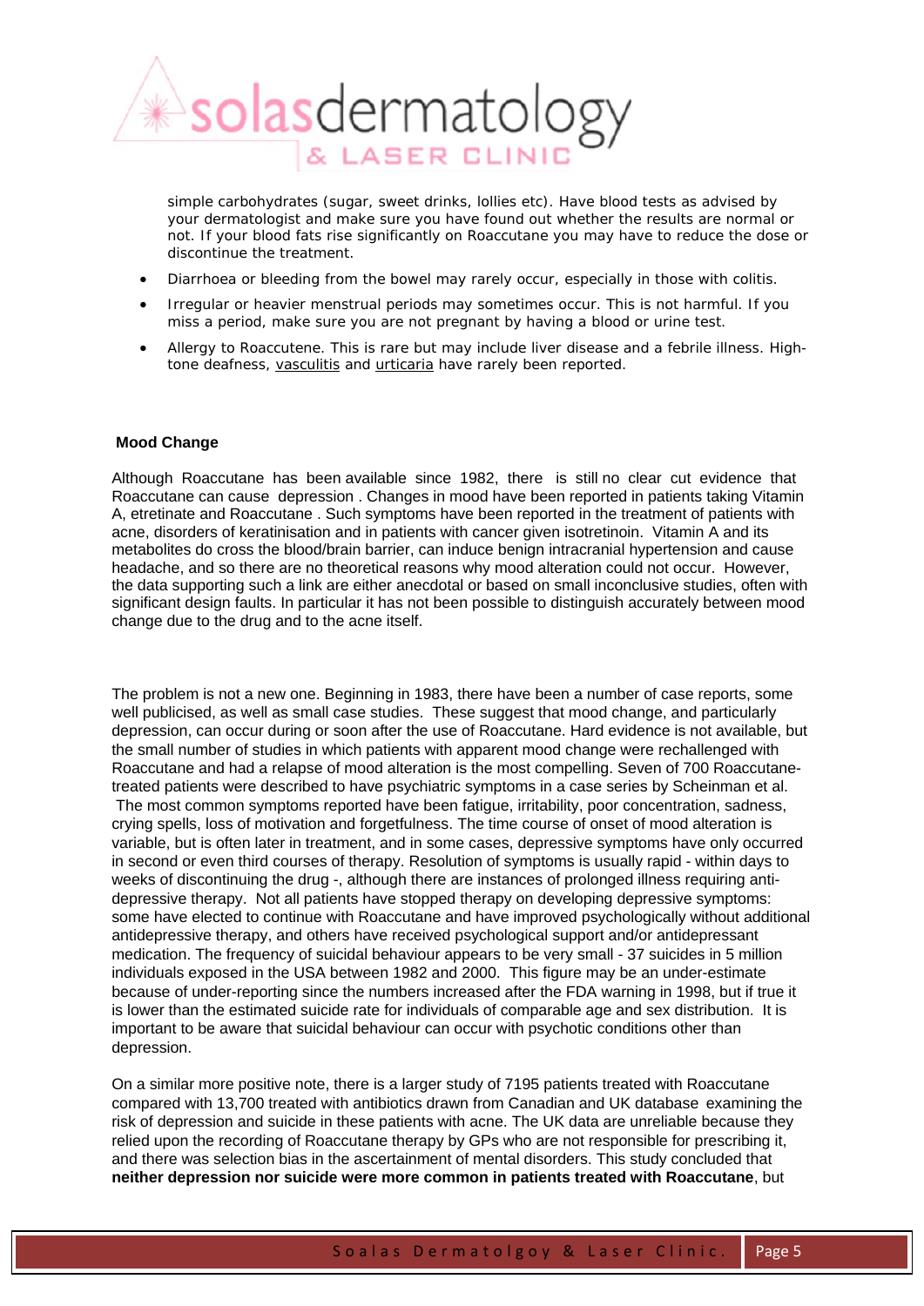simple carbohydrates (sugar, sweet drinks, lollies etc). Have blood tests as advised by your dermatologist and make sure you have found out whether the results are normal or not. If your blood fats rise significantly on Roaccutane you may have to reduce the dose or discontinue the treatment.

- Diarrhoea or bleeding from the bowel may rarely occur, especially in those with colitis.
- Irregular or heavier menstrual periods may sometimes occur. This is not harmful. If you miss a period, make sure you are not pregnant by having a blood or urine test.
- Allergy to Roaccutene. This is rare but may include liver disease and a febrile illness. High-tone deafness, vasculitis and urticaria have rarely been reported.

**Mood Change**

Although Roaccutane has been available since 1982, there is still no clear cut evidence that Roaccutane can cause depression . Changes in mood have been reported in patients taking Vitamin A, etretinate and Roaccutane . Such symptoms have been reported in the treatment of patients with acne, disorders of keratinisation and in patients with cancer given isotretinoin. Vitamin A and its metabolites do cross the blood/brain barrier, can induce benign intracranial hypertension and cause headache, and so there are no theoretical reasons why mood alteration could not occur. However, the data supporting such a link are either anecdotal or based on small inconclusive studies, often with significant design faults. In particular it has not been possible to distinguish accurately between mood change due to the drug and to the acne itself.

The problem is not a new one. Beginning in 1983, there have been a number of case reports, some well publicised, as well as small case studies. These suggest that mood change, and particularly depression, can occur during or soon after the use of Roaccutane. Hard evidence is not available, but the small number of studies in which patients with apparent mood change were rechallenged with Roaccutane and had a relapse of mood alteration is the most compelling. Seven of 700 Roaccutane-treated patients were described to have psychiatric symptoms in a case series by Scheinman et al. The most common symptoms reported have been fatigue, irritability, poor concentration, sadness, crying spells, loss of motivation and forgetfulness. The time course of onset of mood alteration is variable, but is often later in treatment, and in some cases, depressive symptoms have only occurred in second or even third courses of therapy. Resolution of symptoms is usually rapid - within days to weeks of discontinuing the drug -, although there are instances of prolonged illness requiring anti-depressive therapy. Not all patients have stopped therapy on developing depressive symptoms: some have elected to continue with Roaccutane and have improved psychologically without additional antidepressive therapy, and others have received psychological support and/or antidepressant medication. The frequency of suicidal behaviour appears to be very small - 37 suicides in 5 million individuals exposed in the USA between 1982 and 2000. This figure may be an under-estimate because of under-reporting since the numbers increased after the FDA warning in 1998, but if true it is lower than the estimated suicide rate for individuals of comparable age and sex distribution. It is important to be aware that suicidal behaviour can occur with psychotic conditions other than depression.

On a similar more positive note, there is a larger study of 7195 patients treated with Roaccutane compared with 13,700 treated with antibiotics drawn from Canadian and UK database examining the risk of depression and suicide in these patients with acne. The UK data are unreliable because they relied upon the recording of Roaccutane therapy by GPs who are not responsible for prescribing it, and there was selection bias in the ascertainment of mental disorders. This study concluded that **neither depression nor suicide were more common in patients treated with Roaccutane**, but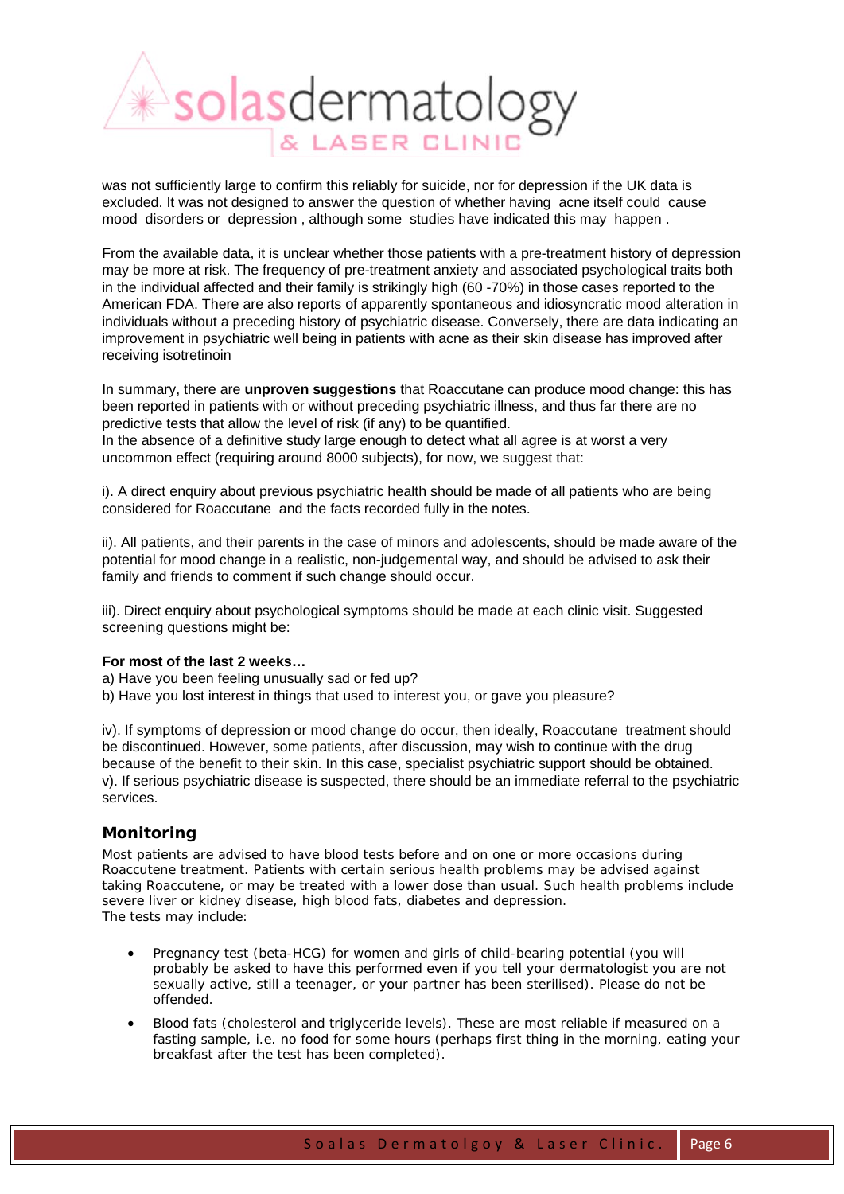was not sufficiently large to confirm this reliably for suicide, nor for depression if the UK data is excluded. It was not designed to answer the question of whether having acne itself could cause mood disorders or depression , although some studies have indicated this may happen .

From the available data, it is unclear whether those patients with a pre-treatment history of depression may be more at risk. The frequency of pre-treatment anxiety and associated psychological traits both in the individual affected and their family is strikingly high (60 -70%) in those cases reported to the American FDA. There are also reports of apparently spontaneous and idiosyncratic mood alteration in individuals without a preceding history of psychiatric disease. Conversely, there are data indicating an improvement in psychiatric well being in patients with acne as their skin disease has improved after receiving isotretinoin

In summary, there are **unproven suggestions** that Roaccutane can produce mood change: this has been reported in patients with or without preceding psychiatric illness, and thus far there are no predictive tests that allow the level of risk (if any) to be quantified.
In the absence of a definitive study large enough to detect what all agree is at worst a very uncommon effect (requiring around 8000 subjects), for now, we suggest that:

i). A direct enquiry about previous psychiatric health should be made of all patients who are being considered for Roaccutane and the facts recorded fully in the notes.

ii). All patients, and their parents in the case of minors and adolescents, should be made aware of the potential for mood change in a realistic, non-judgemental way, and should be advised to ask their family and friends to comment if such change should occur.

iii). Direct enquiry about psychological symptoms should be made at each clinic visit. Suggested screening questions might be:

**For most of the last 2 weeks…**
a) Have you been feeling unusually sad or fed up?
b) Have you lost interest in things that used to interest you, or gave you pleasure?

iv). If symptoms of depression or mood change do occur, then ideally, Roaccutane treatment should be discontinued. However, some patients, after discussion, may wish to continue with the drug because of the benefit to their skin. In this case, specialist psychiatric support should be obtained.
v). If serious psychiatric disease is suspected, there should be an immediate referral to the psychiatric services.

## Monitoring

Most patients are advised to have blood tests before and on one or more occasions during Roaccutene treatment. Patients with certain serious health problems may be advised against taking Roaccutene, or may be treated with a lower dose than usual. Such health problems include severe liver or kidney disease, high blood fats, diabetes and depression.
The tests may include:

- Pregnancy test (beta-HCG) for women and girls of child-bearing potential (you will probably be asked to have this performed even if you tell your dermatologist you are not sexually active, still a teenager, or your partner has been sterilised). Please do not be offended.
- Blood fats (cholesterol and triglyceride levels). These are most reliable if measured on a fasting sample, i.e. no food for some hours (perhaps first thing in the morning, eating your breakfast after the test has been completed).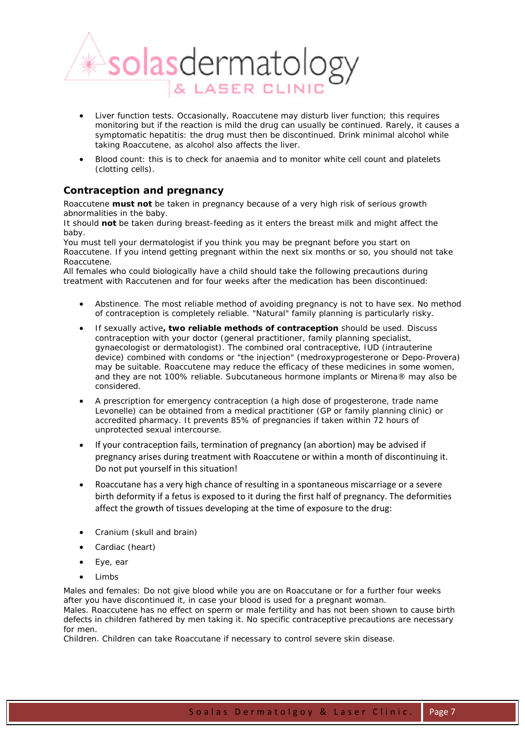- Liver function tests. Occasionally, Roaccutene may disturb liver function; this requires monitoring but if the reaction is mild the drug can usually be continued. Rarely, it causes a symptomatic hepatitis: the drug must then be discontinued. Drink minimal alcohol while taking Roaccutene, as alcohol also affects the liver.
- Blood count: this is to check for anaemia and to monitor white cell count and platelets (clotting cells).

## Contraception and pregnancy

Roaccutene **must not** be taken in pregnancy because of a very high risk of serious growth abnormalities in the baby.
It should **not** be taken during breast-feeding as it enters the breast milk and might affect the baby.
You must tell your dermatologist if you think you may be pregnant before you start on Roaccutene. If you intend getting pregnant within the next six months or so, you should not take Roaccutene.
All females who could biologically have a child should take the following precautions during treatment with Raccutenen and for four weeks after the medication has been discontinued:

- Abstinence. The most reliable method of avoiding pregnancy is not to have sex. No method of contraception is completely reliable. "Natural" family planning is particularly risky.
- If sexually active**, two reliable methods of contraception** should be used. Discuss contraception with your doctor (general practitioner, family planning specialist, gynaecologist or dermatologist). The combined oral contraceptive, IUD (intrauterine device) combined with condoms or "the injection" (medroxyprogesterone or Depo-Provera) may be suitable. Roaccutene may reduce the efficacy of these medicines in some women, and they are not 100% reliable. Subcutaneous hormone implants or Mirena® may also be considered.
- A prescription for emergency contraception (a high dose of progesterone, trade name Levonelle) can be obtained from a medical practitioner (GP or family planning clinic) or accredited pharmacy. It prevents 85% of pregnancies if taken within 72 hours of unprotected sexual intercourse.
- If your contraception fails, termination of pregnancy (an abortion) may be advised if pregnancy arises during treatment with Roaccutene or within a month of discontinuing it. Do not put yourself in this situation!
- Roaccutane has a very high chance of resulting in a spontaneous miscarriage or a severe birth deformity if a fetus is exposed to it during the first half of pregnancy. The deformities affect the growth of tissues developing at the time of exposure to the drug:

- Cranium (skull and brain)
- Cardiac (heart)
- Eye, ear
- Limbs

Males and females: Do not give blood while you are on Roaccutane or for a further four weeks after you have discontinued it, in case your blood is used for a pregnant woman.
Males. Roaccutene has no effect on sperm or male fertility and has not been shown to cause birth defects in children fathered by men taking it. No specific contraceptive precautions are necessary for men.
Children. Children can take Roaccutane if necessary to control severe skin disease.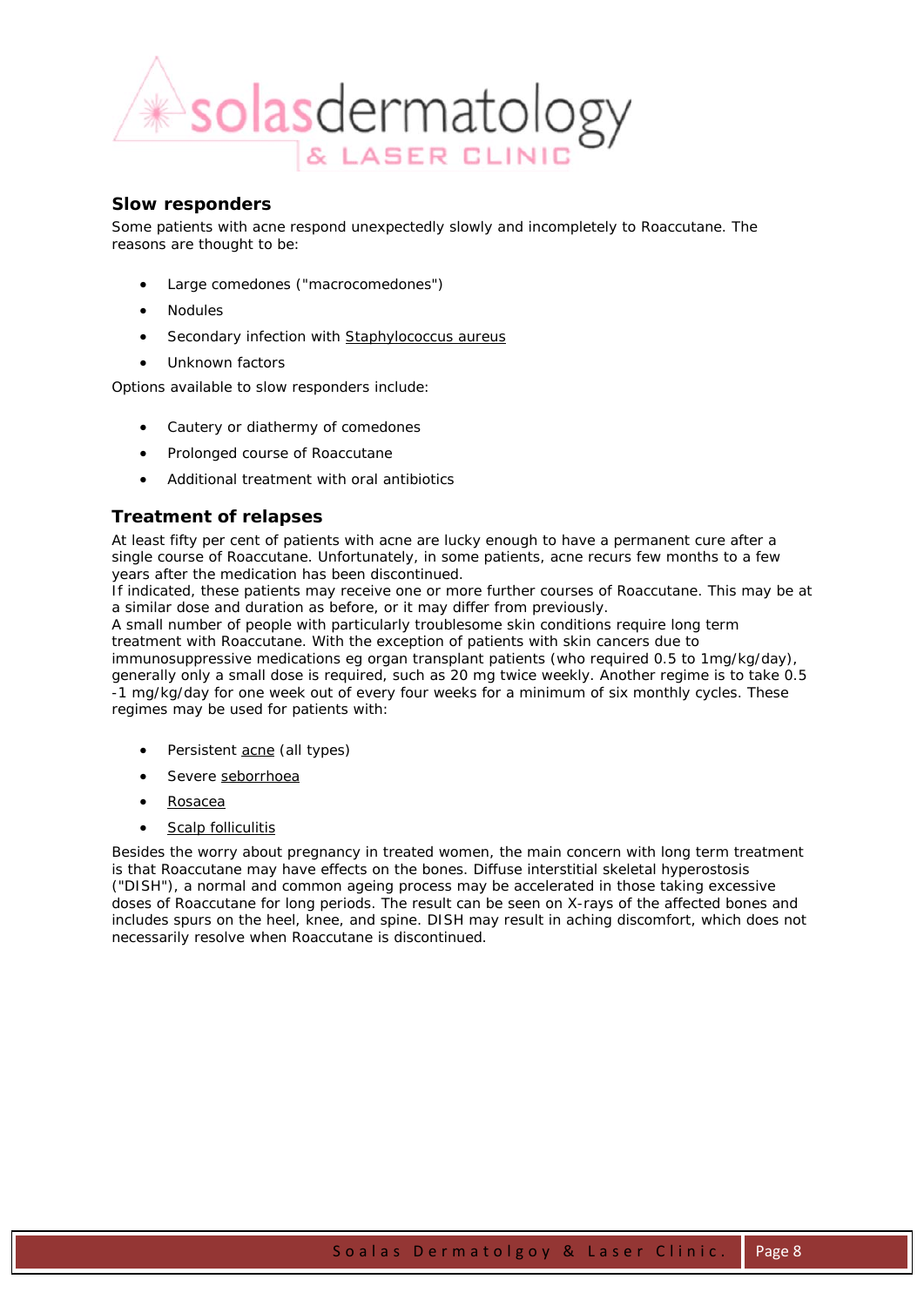## Slow responders

Some patients with acne respond unexpectedly slowly and incompletely to Roaccutane. The reasons are thought to be:

- Large comedones ("macrocomedones")
- Nodules
- Secondary infection with Staphylococcus aureus
- Unknown factors

Options available to slow responders include:

- Cautery or diathermy of comedones
- Prolonged course of Roaccutane
- Additional treatment with oral antibiotics

## Treatment of relapses

At least fifty per cent of patients with acne are lucky enough to have a permanent cure after a single course of Roaccutane. Unfortunately, in some patients, acne recurs few months to a few years after the medication has been discontinued.

If indicated, these patients may receive one or more further courses of Roaccutane. This may be at a similar dose and duration as before, or it may differ from previously.

A small number of people with particularly troublesome skin conditions require long term treatment with Roaccutane. With the exception of patients with skin cancers due to immunosuppressive medications eg organ transplant patients (who required 0.5 to 1mg/kg/day), generally only a small dose is required, such as 20 mg twice weekly. Another regime is to take 0.5 -1 mg/kg/day for one week out of every four weeks for a minimum of six monthly cycles. These regimes may be used for patients with:

- Persistent acne (all types)
- Severe seborrhoea
- Rosacea
- Scalp folliculitis

Besides the worry about pregnancy in treated women, the main concern with long term treatment is that Roaccutane may have effects on the bones. Diffuse interstitial skeletal hyperostosis ("DISH"), a normal and common ageing process may be accelerated in those taking excessive doses of Roaccutane for long periods. The result can be seen on X-rays of the affected bones and includes spurs on the heel, knee, and spine. DISH may result in aching discomfort, which does not necessarily resolve when Roaccutane is discontinued.